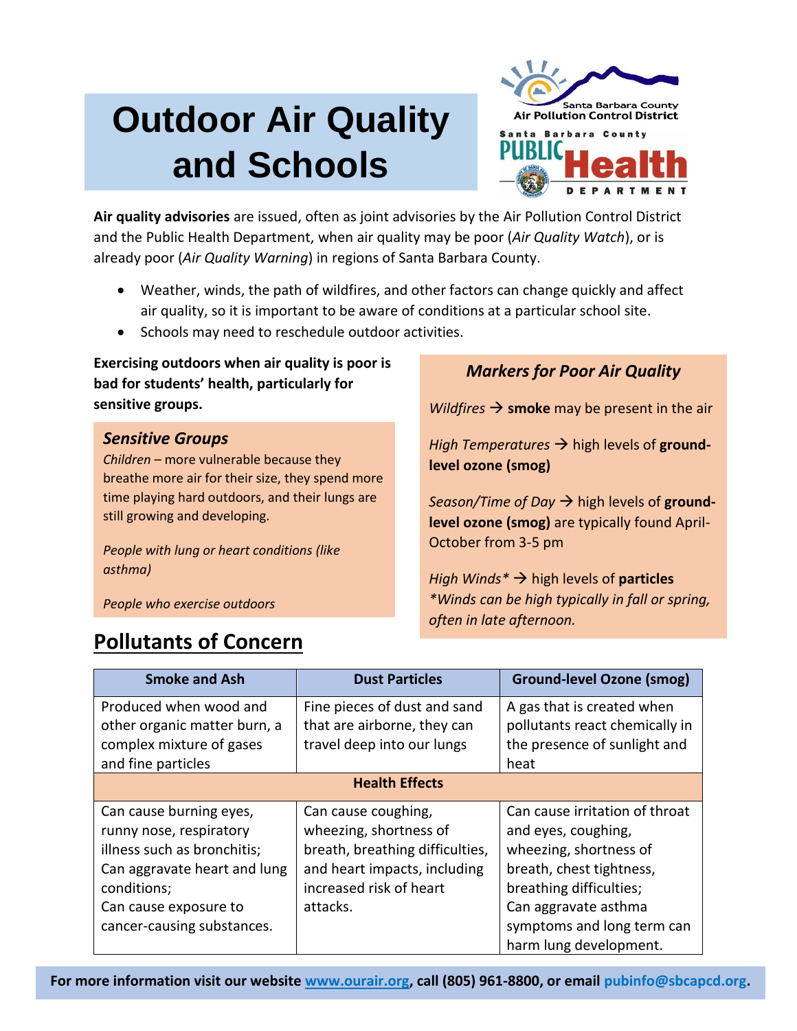# Outdoor Air Quality and Schools

Santa Barbara County Air Pollution Control District

Santa Barbara County PUBLIC Health DEPARTMENT

**Air quality advisories** are issued, often as joint advisories by the Air Pollution Control District and the Public Health Department, when air quality may be poor (*Air Quality Watch*), or is already poor (*Air Quality Warning*) in regions of Santa Barbara County.

- Weather, winds, the path of wildfires, and other factors can change quickly and affect air quality, so it is important to be aware of conditions at a particular school site.
- Schools may need to reschedule outdoor activities.

**Exercising outdoors when air quality is poor is bad for students' health, particularly for sensitive groups.**

### *Sensitive Groups*

*Children* – more vulnerable because they breathe more air for their size, they spend more time playing hard outdoors, and their lungs are still growing and developing.

*People with lung or heart conditions (like asthma)*

*People who exercise outdoors*

### *Markers for Poor Air Quality*

*Wildfires* → **smoke** may be present in the air

*High Temperatures* → high levels of **ground-level ozone (smog)**

*Season/Time of Day* → high levels of **ground-level ozone (smog)** are typically found April-October from 3-5 pm

*High Winds** → high levels of **particles**
**Winds can be high typically in fall or spring, often in late afternoon.*

## Pollutants of Concern

| Smoke and Ash | Dust Particles | Ground-level Ozone (smog) |
|---|---|---|
| Produced when wood and other organic matter burn, a complex mixture of gases and fine particles | Fine pieces of dust and sand that are airborne, they can travel deep into our lungs | A gas that is created when pollutants react chemically in the presence of sunlight and heat |
| **Health Effects** | | |
| Can cause burning eyes, runny nose, respiratory illness such as bronchitis; Can aggravate heart and lung conditions; Can cause exposure to cancer-causing substances. | Can cause coughing, wheezing, shortness of breath, breathing difficulties, and heart impacts, including increased risk of heart attacks. | Can cause irritation of throat and eyes, coughing, wheezing, shortness of breath, chest tightness, breathing difficulties; Can aggravate asthma symptoms and long term can harm lung development. |

**For more information visit our website www.ourair.org, call (805) 961-8800, or email pubinfo@sbcapcd.org.**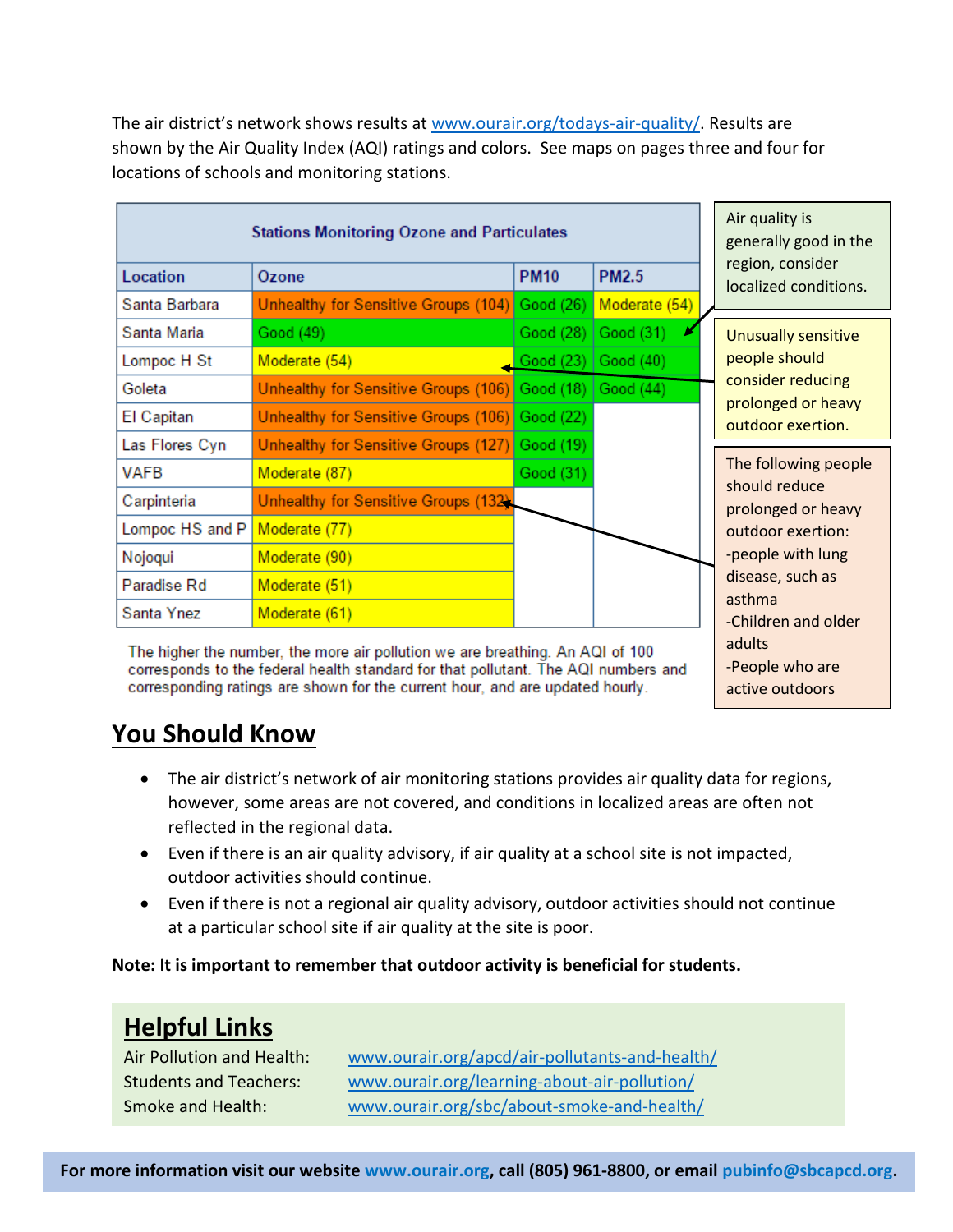The air district's network shows results at www.ourair.org/todays-air-quality/. Results are shown by the Air Quality Index (AQI) ratings and colors. See maps on pages three and four for locations of schools and monitoring stations.

**Stations Monitoring Ozone and Particulates**

| Location | Ozone | PM10 | PM2.5 |
|---|---|---|---|
| Santa Barbara | Unhealthy for Sensitive Groups (104) | Good (26) | Moderate (54) |
| Santa Maria | Good (49) | Good (28) | Good (31) |
| Lompoc H St | Moderate (54) | Good (23) | Good (40) |
| Goleta | Unhealthy for Sensitive Groups (106) | Good (18) | Good (44) |
| El Capitan | Unhealthy for Sensitive Groups (106) | Good (22) | |
| Las Flores Cyn | Unhealthy for Sensitive Groups (127) | Good (19) | |
| VAFB | Moderate (87) | Good (31) | |
| Carpinteria | Unhealthy for Sensitive Groups (132) | | |
| Lompoc HS and P | Moderate (77) | | |
| Nojoqui | Moderate (90) | | |
| Paradise Rd | Moderate (51) | | |
| Santa Ynez | Moderate (61) | | |

The higher the number, the more air pollution we are breathing. An AQI of 100 corresponds to the federal health standard for that pollutant. The AQI numbers and corresponding ratings are shown for the current hour, and are updated hourly.

Air quality is generally good in the region, consider localized conditions.

Unusually sensitive people should consider reducing prolonged or heavy outdoor exertion.

The following people should reduce prolonged or heavy outdoor exertion:
- people with lung disease, such as asthma
- Children and older adults
- People who are active outdoors

## You Should Know

- The air district's network of air monitoring stations provides air quality data for regions, however, some areas are not covered, and conditions in localized areas are often not reflected in the regional data.
- Even if there is an air quality advisory, if air quality at a school site is not impacted, outdoor activities should continue.
- Even if there is not a regional air quality advisory, outdoor activities should not continue at a particular school site if air quality at the site is poor.

**Note: It is important to remember that outdoor activity is beneficial for students.**

## Helpful Links

Air Pollution and Health: www.ourair.org/apcd/air-pollutants-and-health/
Students and Teachers: www.ourair.org/learning-about-air-pollution/
Smoke and Health: www.ourair.org/sbc/about-smoke-and-health/

**For more information visit our website www.ourair.org, call (805) 961-8800, or email pubinfo@sbcapcd.org.**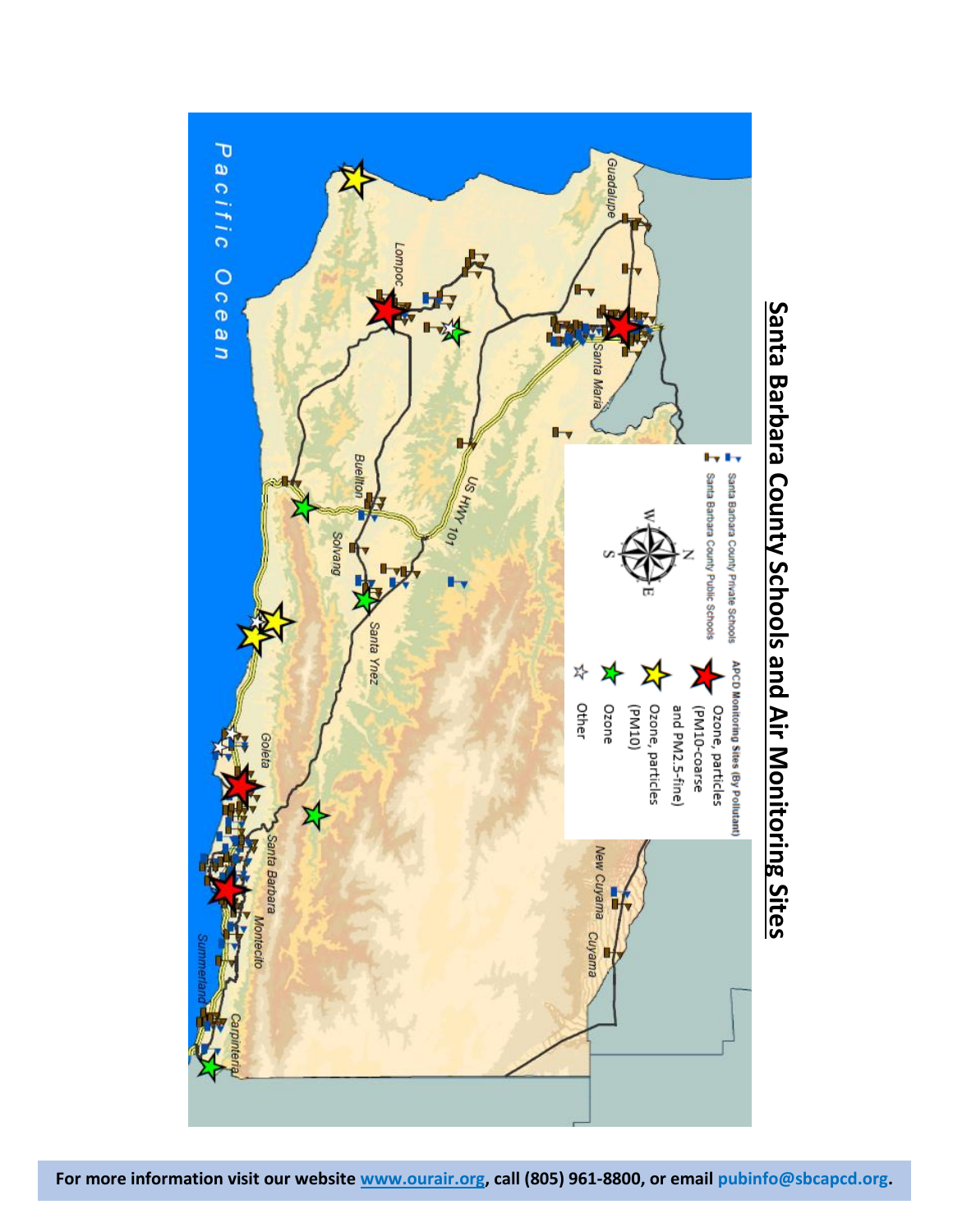# Santa Barbara County Schools and Air Monitoring Sites

Pacific Ocean

Guadalupe

Santa Maria

Lompoc

US HWY 101

Buellton

Solvang

Santa Ynez

Goleta

Santa Barbara

Montecito

Summerland

Carpinteria

New Cuyama

Cuyama

N

S

E

W

Santa Barbara County Private Schools

Santa Barbara County Public Schools

APCD Monitoring Sites (By Pollutant)

- Ozone, particles (PM10-coarse and PM2.5-fine)
- Ozone, particles (PM10)
- Ozone
- Other

For more information visit our website www.ourair.org, call (805) 961-8800, or email pubinfo@sbcapcd.org.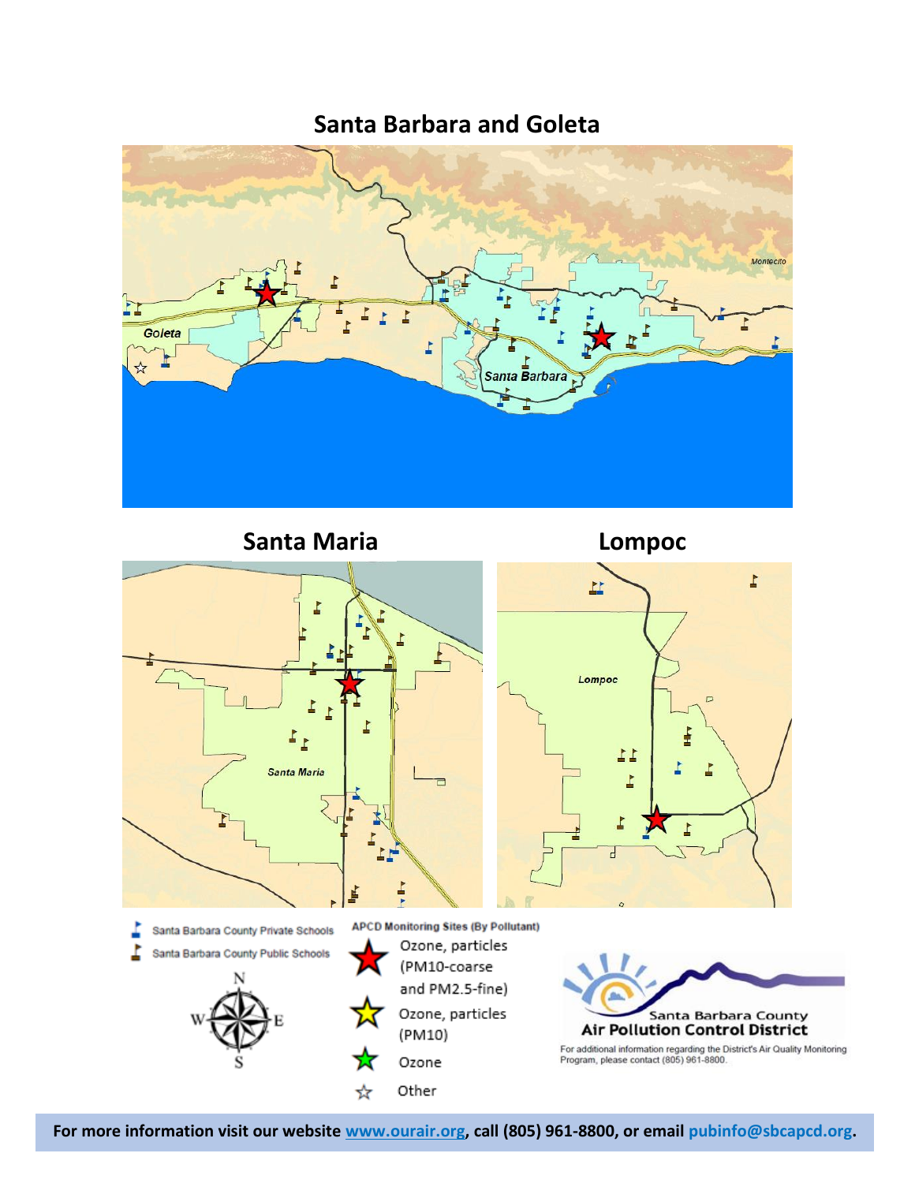## Santa Barbara and Goleta

Montecito

Goleta

Santa Barbara

## Santa Maria

Santa Maria

## Lompoc

Lompoc

Santa Barbara County Private Schools

Santa Barbara County Public Schools

N

W E

S

**APCD Monitoring Sites (By Pollutant)**

Ozone, particles (PM10-coarse and PM2.5-fine)

Ozone, particles (PM10)

Ozone

Other

Santa Barbara County
**Air Pollution Control District**

For additional information regarding the District's Air Quality Monitoring Program, please contact (805) 961-8800.

**For more information visit our website [www.ourair.org](http://www.ourair.org), call (805) 961-8800, or email pubinfo@sbcapcd.org.**